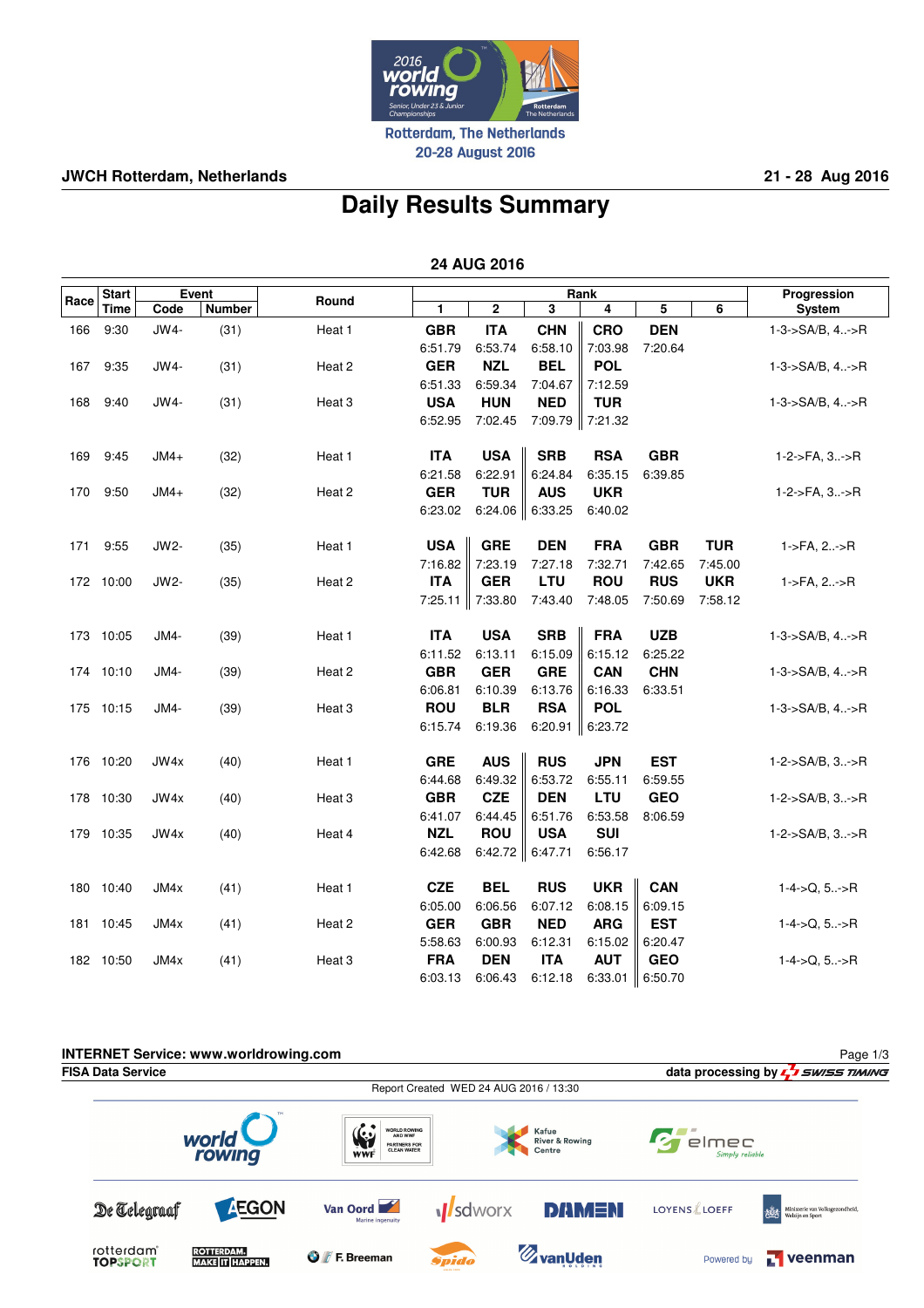Rotterdam, The Netherlands
20-28 August 2016

**JWCH Rotterdam, Netherlands** **21 - 28 Aug 2016**

# Daily Results Summary

## 24 AUG 2016

| Race | Start Time | Event Code | Event Number | Round | Rank 1 | Rank 2 | Rank 3 | Rank 4 | Rank 5 | Rank 6 | Progression System |
|---|---|---|---|---|---|---|---|---|---|---|---|
| 166 | 9:30 | JW4- | (31) | Heat 1 | **GBR** 6:51.79 | **ITA** 6:53.74 | **CHN** 6:58.10 | **CRO** 7:03.98 | **DEN** 7:20.64 | | 1-3->SA/B, 4..->R |
| 167 | 9:35 | JW4- | (31) | Heat 2 | **GER** 6:51.33 | **NZL** 6:59.34 | **BEL** 7:04.67 | **POL** 7:12.59 | | | 1-3->SA/B, 4..->R |
| 168 | 9:40 | JW4- | (31) | Heat 3 | **USA** 6:52.95 | **HUN** 7:02.45 | **NED** 7:09.79 | **TUR** 7:21.32 | | | 1-3->SA/B, 4..->R |
| 169 | 9:45 | JM4+ | (32) | Heat 1 | **ITA** 6:21.58 | **USA** 6:22.91 | **SRB** 6:24.84 | **RSA** 6:35.15 | **GBR** 6:39.85 | | 1-2->FA, 3..->R |
| 170 | 9:50 | JM4+ | (32) | Heat 2 | **GER** 6:23.02 | **TUR** 6:24.06 | **AUS** 6:33.25 | **UKR** 6:40.02 | | | 1-2->FA, 3..->R |
| 171 | 9:55 | JW2- | (35) | Heat 1 | **USA** 7:16.82 | **GRE** 7:23.19 | **DEN** 7:27.18 | **FRA** 7:32.71 | **GBR** 7:42.65 | **TUR** 7:45.00 | 1->FA, 2..->R |
| 172 | 10:00 | JW2- | (35) | Heat 2 | **ITA** 7:25.11 | **GER** 7:33.80 | **LTU** 7:43.40 | **ROU** 7:48.05 | **RUS** 7:50.69 | **UKR** 7:58.12 | 1->FA, 2..->R |
| 173 | 10:05 | JM4- | (39) | Heat 1 | **ITA** 6:11.52 | **USA** 6:13.11 | **SRB** 6:15.09 | **FRA** 6:15.12 | **UZB** 6:25.22 | | 1-3->SA/B, 4..->R |
| 174 | 10:10 | JM4- | (39) | Heat 2 | **GBR** 6:06.81 | **GER** 6:10.39 | **GRE** 6:13.76 | **CAN** 6:16.33 | **CHN** 6:33.51 | | 1-3->SA/B, 4..->R |
| 175 | 10:15 | JM4- | (39) | Heat 3 | **ROU** 6:15.74 | **BLR** 6:19.36 | **RSA** 6:20.91 | **POL** 6:23.72 | | | 1-3->SA/B, 4..->R |
| 176 | 10:20 | JW4x | (40) | Heat 1 | **GRE** 6:44.68 | **AUS** 6:49.32 | **RUS** 6:53.72 | **JPN** 6:55.11 | **EST** 6:59.55 | | 1-2->SA/B, 3..->R |
| 178 | 10:30 | JW4x | (40) | Heat 3 | **GBR** 6:41.07 | **CZE** 6:44.45 | **DEN** 6:51.76 | **LTU** 6:53.58 | **GEO** 8:06.59 | | 1-2->SA/B, 3..->R |
| 179 | 10:35 | JW4x | (40) | Heat 4 | **NZL** 6:42.68 | **ROU** 6:42.72 | **USA** 6:47.71 | **SUI** 6:56.17 | | | 1-2->SA/B, 3..->R |
| 180 | 10:40 | JM4x | (41) | Heat 1 | **CZE** 6:05.00 | **BEL** 6:06.56 | **RUS** 6:07.12 | **UKR** 6:08.15 | **CAN** 6:09.15 | | 1-4->Q, 5..->R |
| 181 | 10:45 | JM4x | (41) | Heat 2 | **GER** 5:58.63 | **GBR** 6:00.93 | **NED** 6:12.31 | **ARG** 6:15.02 | **EST** 6:20.47 | | 1-4->Q, 5..->R |
| 182 | 10:50 | JM4x | (41) | Heat 3 | **FRA** 6:03.13 | **DEN** 6:06.43 | **ITA** 6:12.18 | **AUT** 6:33.01 | **GEO** 6:50.70 | | 1-4->Q, 5..->R |

**INTERNET Service: www.worldrowing.com**
**FISA Data Service** **data processing by SWISS TIMING**
Report Created WED 24 AUG 2016 / 13:30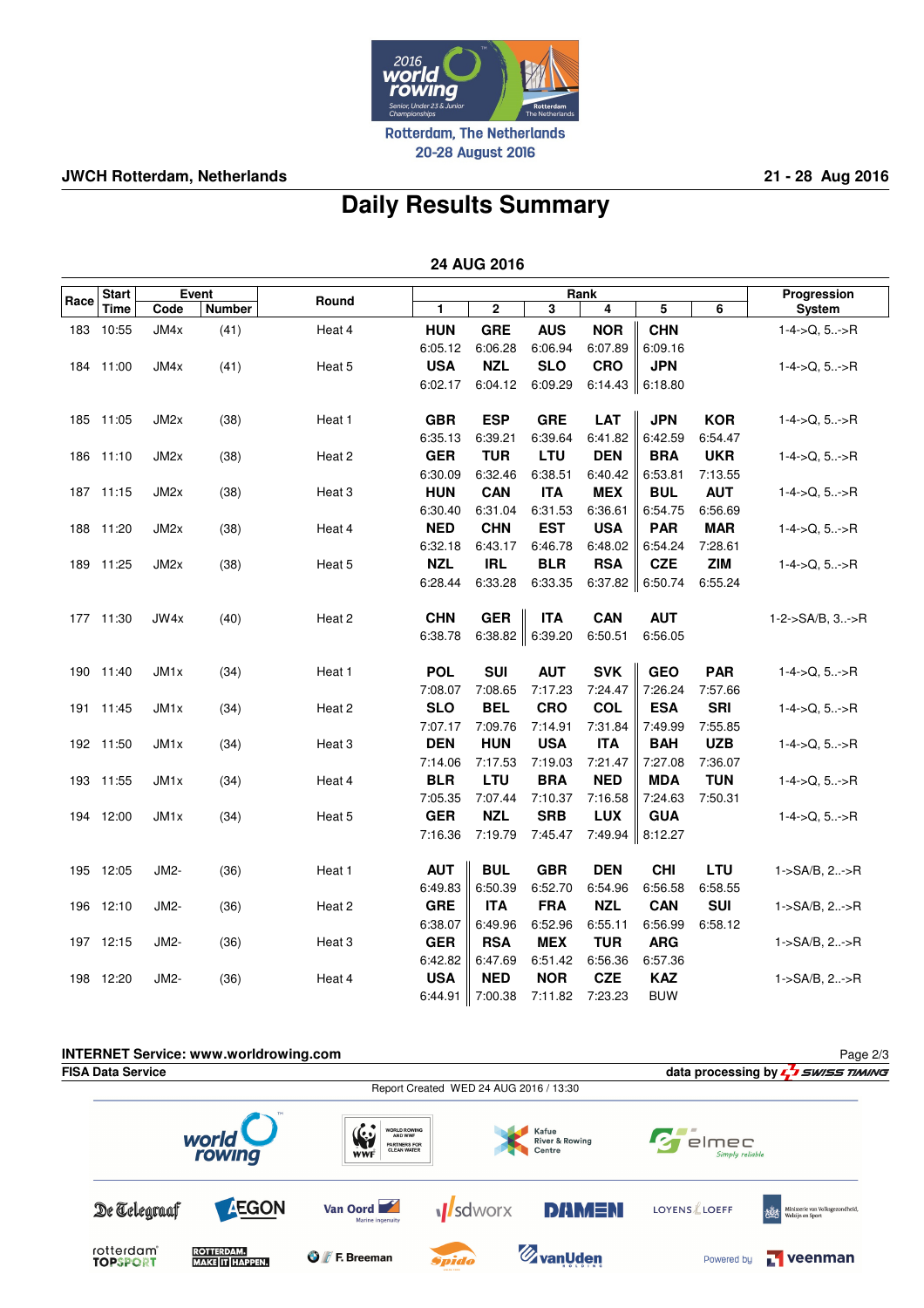JWCH Rotterdam, Netherlands

21 - 28 Aug 2016

# Daily Results Summary

## 24 AUG 2016

| Race | Start Time | Event Code | Event Number | Round | Rank 1 | Rank 2 | Rank 3 | Rank 4 | Rank 5 | Rank 6 | Progression System |
|---|---|---|---|---|---|---|---|---|---|---|---|
| 183 | 10:55 | JM4x | (41) | Heat 4 | **HUN** 6:05.12 | **GRE** 6:06.28 | **AUS** 6:06.94 | **NOR** 6:07.89 | **CHN** 6:09.16 | | 1-4->Q, 5..->R |
| 184 | 11:00 | JM4x | (41) | Heat 5 | **USA** 6:02.17 | **NZL** 6:04.12 | **SLO** 6:09.29 | **CRO** 6:14.43 | **JPN** 6:18.80 | | 1-4->Q, 5..->R |
| 185 | 11:05 | JM2x | (38) | Heat 1 | **GBR** 6:35.13 | **ESP** 6:39.21 | **GRE** 6:39.64 | **LAT** 6:41.82 | **JPN** 6:42.59 | **KOR** 6:54.47 | 1-4->Q, 5..->R |
| 186 | 11:10 | JM2x | (38) | Heat 2 | **GER** 6:30.09 | **TUR** 6:32.46 | **LTU** 6:38.51 | **DEN** 6:40.42 | **BRA** 6:53.81 | **UKR** 7:13.55 | 1-4->Q, 5..->R |
| 187 | 11:15 | JM2x | (38) | Heat 3 | **HUN** 6:30.40 | **CAN** 6:31.04 | **ITA** 6:31.53 | **MEX** 6:36.61 | **BUL** 6:54.75 | **AUT** 6:56.69 | 1-4->Q, 5..->R |
| 188 | 11:20 | JM2x | (38) | Heat 4 | **NED** 6:32.18 | **CHN** 6:43.17 | **EST** 6:46.78 | **USA** 6:48.02 | **PAR** 6:54.24 | **MAR** 7:28.61 | 1-4->Q, 5..->R |
| 189 | 11:25 | JM2x | (38) | Heat 5 | **NZL** 6:28.44 | **IRL** 6:33.28 | **BLR** 6:33.35 | **RSA** 6:37.82 | **CZE** 6:50.74 | **ZIM** 6:55.24 | 1-4->Q, 5..->R |
| 177 | 11:30 | JW4x | (40) | Heat 2 | **CHN** 6:38.78 | **GER** 6:38.82 | **ITA** 6:39.20 | **CAN** 6:50.51 | **AUT** 6:56.05 | | 1-2->SA/B, 3..->R |
| 190 | 11:40 | JM1x | (34) | Heat 1 | **POL** 7:08.07 | **SUI** 7:08.65 | **AUT** 7:17.23 | **SVK** 7:24.47 | **GEO** 7:26.24 | **PAR** 7:57.66 | 1-4->Q, 5..->R |
| 191 | 11:45 | JM1x | (34) | Heat 2 | **SLO** 7:07.17 | **BEL** 7:09.76 | **CRO** 7:14.91 | **COL** 7:31.84 | **ESA** 7:49.99 | **SRI** 7:55.85 | 1-4->Q, 5..->R |
| 192 | 11:50 | JM1x | (34) | Heat 3 | **DEN** 7:14.06 | **HUN** 7:17.53 | **USA** 7:19.03 | **ITA** 7:21.47 | **BAH** 7:27.08 | **UZB** 7:36.07 | 1-4->Q, 5..->R |
| 193 | 11:55 | JM1x | (34) | Heat 4 | **BLR** 7:05.35 | **LTU** 7:07.44 | **BRA** 7:10.37 | **NED** 7:16.58 | **MDA** 7:24.63 | **TUN** 7:50.31 | 1-4->Q, 5..->R |
| 194 | 12:00 | JM1x | (34) | Heat 5 | **GER** 7:16.36 | **NZL** 7:19.79 | **SRB** 7:45.47 | **LUX** 7:49.94 | **GUA** 8:12.27 | | 1-4->Q, 5..->R |
| 195 | 12:05 | JM2- | (36) | Heat 1 | **AUT** 6:49.83 | **BUL** 6:50.39 | **GBR** 6:52.70 | **DEN** 6:54.96 | **CHI** 6:56.58 | **LTU** 6:58.55 | 1->SA/B, 2..->R |
| 196 | 12:10 | JM2- | (36) | Heat 2 | **GRE** 6:38.07 | **ITA** 6:49.96 | **FRA** 6:52.96 | **NZL** 6:55.11 | **CAN** 6:56.99 | **SUI** 6:58.12 | 1->SA/B, 2..->R |
| 197 | 12:15 | JM2- | (36) | Heat 3 | **GER** 6:42.82 | **RSA** 6:47.69 | **MEX** 6:51.42 | **TUR** 6:56.36 | **ARG** 6:57.36 | | 1->SA/B, 2..->R |
| 198 | 12:20 | JM2- | (36) | Heat 4 | **USA** 6:44.91 | **NED** 7:00.38 | **NOR** 7:11.82 | **CZE** 7:23.23 | **KAZ** BUW | | 1->SA/B, 2..->R |

INTERNET Service: www.worldrowing.com

FISA Data Service

data processing by SWISS TIMING

Report Created WED 24 AUG 2016 / 13:30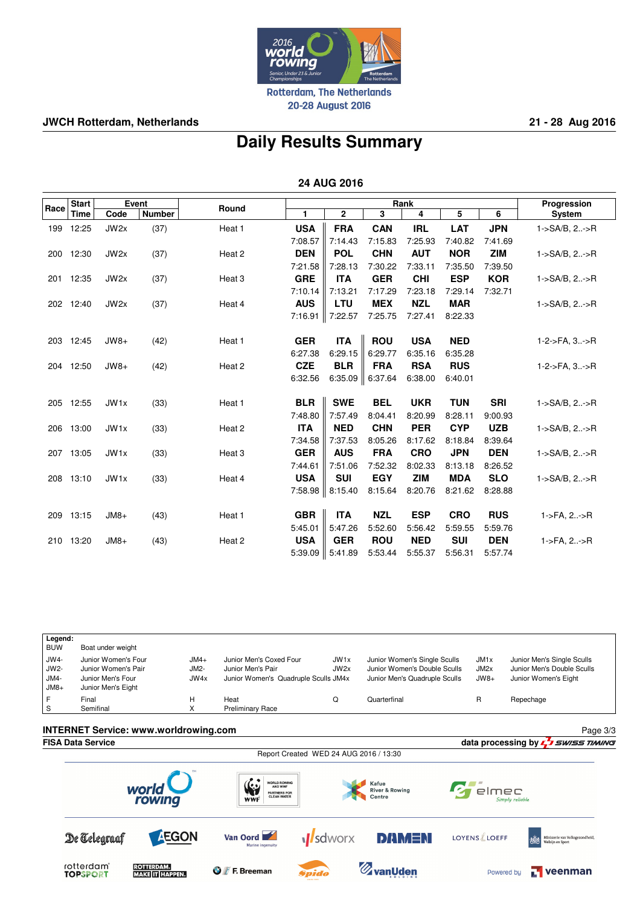2016 world rowing
Rotterdam, The Netherlands
20-28 August 2016

**JWCH Rotterdam, Netherlands** **21 - 28 Aug 2016**

# Daily Results Summary

## 24 AUG 2016

| Race | Start Time | Event Code | Event Number | Round | Rank 1 | 2 | 3 | 4 | 5 | 6 | Progression System |
|---|---|---|---|---|---|---|---|---|---|---|---|
| 199 | 12:25 | JW2x | (37) | Heat 1 | USA 7:08.57 | FRA 7:14.43 | CAN 7:15.83 | IRL 7:25.93 | LAT 7:40.82 | JPN 7:41.69 | 1->SA/B, 2..->R |
| 200 | 12:30 | JW2x | (37) | Heat 2 | DEN 7:21.58 | POL 7:28.13 | CHN 7:30.22 | AUT 7:33.11 | NOR 7:35.50 | ZIM 7:39.50 | 1->SA/B, 2..->R |
| 201 | 12:35 | JW2x | (37) | Heat 3 | GRE 7:10.14 | ITA 7:13.21 | GER 7:17.29 | CHI 7:23.18 | ESP 7:29.14 | KOR 7:32.71 | 1->SA/B, 2..->R |
| 202 | 12:40 | JW2x | (37) | Heat 4 | AUS 7:16.91 | LTU 7:22.57 | MEX 7:25.75 | NZL 7:27.41 | MAR 8:22.33 | | 1->SA/B, 2..->R |
| 203 | 12:45 | JW8+ | (42) | Heat 1 | GER 6:27.38 | ITA 6:29.15 | ROU 6:29.77 | USA 6:35.16 | NED 6:35.28 | | 1-2->FA, 3..->R |
| 204 | 12:50 | JW8+ | (42) | Heat 2 | CZE 6:32.56 | BLR 6:35.09 | FRA 6:37.64 | RSA 6:38.00 | RUS 6:40.01 | | 1-2->FA, 3..->R |
| 205 | 12:55 | JW1x | (33) | Heat 1 | BLR 7:48.80 | SWE 7:57.49 | BEL 8:04.41 | UKR 8:20.99 | TUN 8:28.11 | SRI 9:00.93 | 1->SA/B, 2..->R |
| 206 | 13:00 | JW1x | (33) | Heat 2 | ITA 7:34.58 | NED 7:37.53 | CHN 8:05.26 | PER 8:17.62 | CYP 8:18.84 | UZB 8:39.64 | 1->SA/B, 2..->R |
| 207 | 13:05 | JW1x | (33) | Heat 3 | GER 7:44.61 | AUS 7:51.06 | FRA 7:52.32 | CRO 8:02.33 | JPN 8:13.18 | DEN 8:26.52 | 1->SA/B, 2..->R |
| 208 | 13:10 | JW1x | (33) | Heat 4 | USA 7:58.98 | SUI 8:15.40 | EGY 8:15.64 | ZIM 8:20.76 | MDA 8:21.62 | SLO 8:28.88 | 1->SA/B, 2..->R |
| 209 | 13:15 | JM8+ | (43) | Heat 1 | GBR 5:45.01 | ITA 5:47.26 | NZL 5:52.60 | ESP 5:56.42 | CRO 5:59.55 | RUS 5:59.76 | 1->FA, 2..->R |
| 210 | 13:20 | JM8+ | (43) | Heat 2 | USA 5:39.09 | GER 5:41.89 | ROU 5:53.44 | NED 5:55.37 | SUI 5:56.31 | DEN 5:57.74 | 1->FA, 2..->R |

**Legend:**

| | | | | | | | |
|---|---|---|---|---|---|---|---|
| BUW | Boat under weight | | | | | | |
| JW4- | Junior Women's Four | JM4+ | Junior Men's Coxed Four | JW1x | Junior Women's Single Sculls | JM1x | Junior Men's Single Sculls |
| JW2- | Junior Women's Pair | JM2- | Junior Men's Pair | JW2x | Junior Women's Double Sculls | JM2x | Junior Men's Double Sculls |
| JM4- | Junior Men's Four | JW4x | Junior Women's Quadruple Sculls | JM4x | Junior Men's Quadruple Sculls | JW8+ | Junior Women's Eight |
| JM8+ | Junior Men's Eight | | | | | | |
| F | Final | H | Heat | Q | Quarterfinal | R | Repechage |
| S | Semifinal | X | Preliminary Race | | | | |

**INTERNET Service: www.worldrowing.com**
**FISA Data Service** **data processing by SWISS TIMING**

Report Created WED 24 AUG 2016 / 13:30